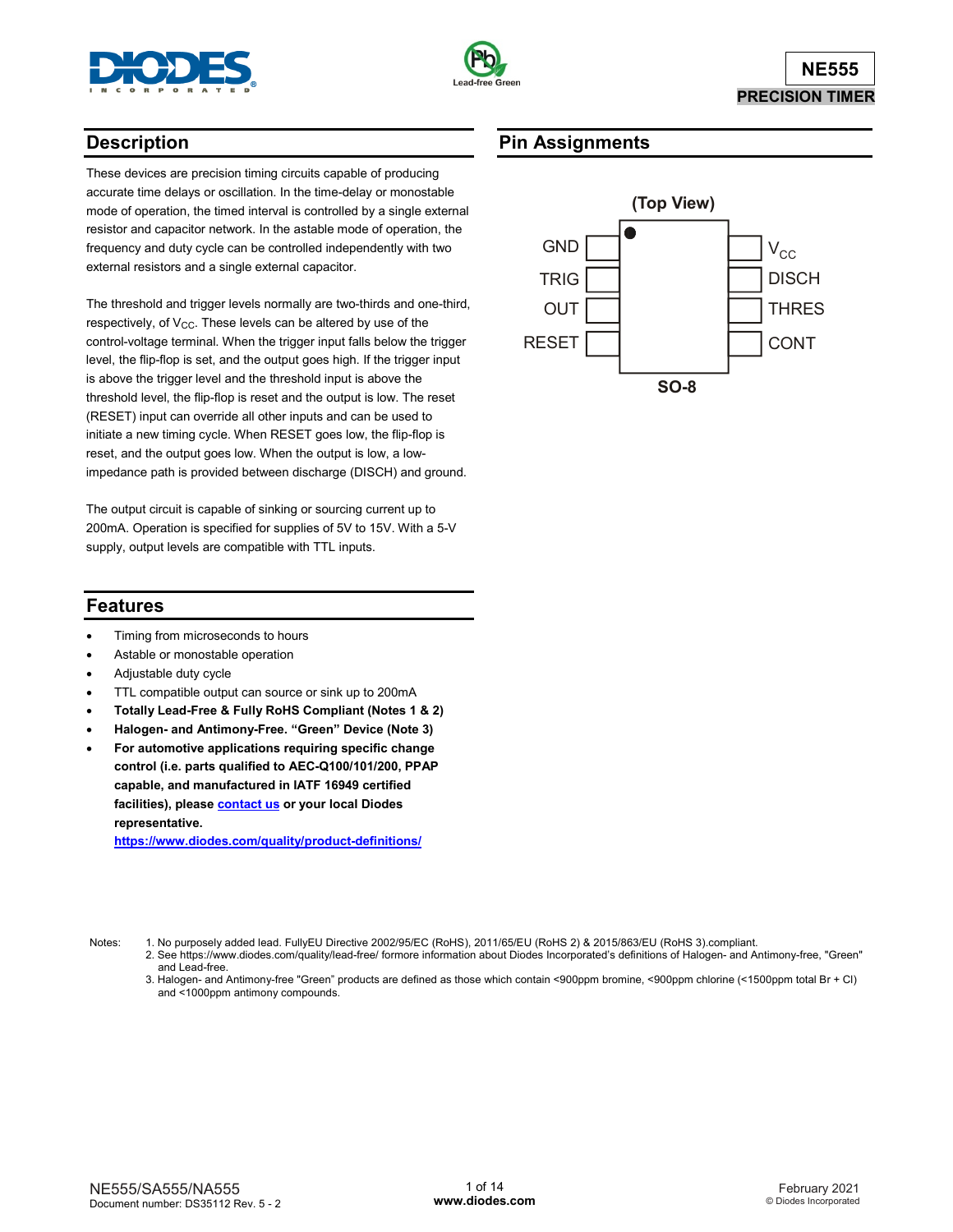# NE555

## PRECISION TIMER

## Description

These devices are precision timing circuits capable of producing accurate time delays or oscillation. In the time-delay or monostable mode of operation, the timed interval is controlled by a single external resistor and capacitor network. In the astable mode of operation, the frequency and duty cycle can be controlled independently with two external resistors and a single external capacitor.

The threshold and trigger levels normally are two-thirds and one-third, respectively, of $V_{CC}$. These levels can be altered by use of the control-voltage terminal. When the trigger input falls below the trigger level, the flip-flop is set, and the output goes high. If the trigger input is above the trigger level and the threshold input is above the threshold level, the flip-flop is reset and the output is low. The reset (RESET) input can override all other inputs and can be used to initiate a new timing cycle. When RESET goes low, the flip-flop is reset, and the output goes low. When the output is low, a low-impedance path is provided between discharge (DISCH) and ground.

The output circuit is capable of sinking or sourcing current up to 200mA. Operation is specified for supplies of 5V to 15V. With a 5-V supply, output levels are compatible with TTL inputs.

## Pin Assignments

(Top View)

| Pin | Left | Right | Pin |
|---|---|---|---|
| 1 | GND | $V_{CC}$ | 8 |
| 2 | TRIG | DISCH | 7 |
| 3 | OUT | THRES | 6 |
| 4 | RESET | CONT | 5 |

SO-8

## Features

- Timing from microseconds to hours
- Astable or monostable operation
- Adjustable duty cycle
- TTL compatible output can source or sink up to 200mA
- **Totally Lead-Free & Fully RoHS Compliant (Notes 1 & 2)**
- **Halogen- and Antimony-Free. "Green" Device (Note 3)**
- **For automotive applications requiring specific change control (i.e. parts qualified to AEC-Q100/101/200, PPAP capable, and manufactured in IATF 16949 certified facilities), please contact us or your local Diodes representative.**
  **https://www.diodes.com/quality/product-definitions/**

Notes:
1. No purposely added lead. FullyEU Directive 2002/95/EC (RoHS), 2011/65/EU (RoHS 2) & 2015/863/EU (RoHS 3).compliant.
2. See https://www.diodes.com/quality/lead-free/ formore information about Diodes Incorporated's definitions of Halogen- and Antimony-free, "Green" and Lead-free.
3. Halogen- and Antimony-free "Green" products are defined as those which contain <900ppm bromine, <900ppm chlorine (<1500ppm total Br + Cl) and <1000ppm antimony compounds.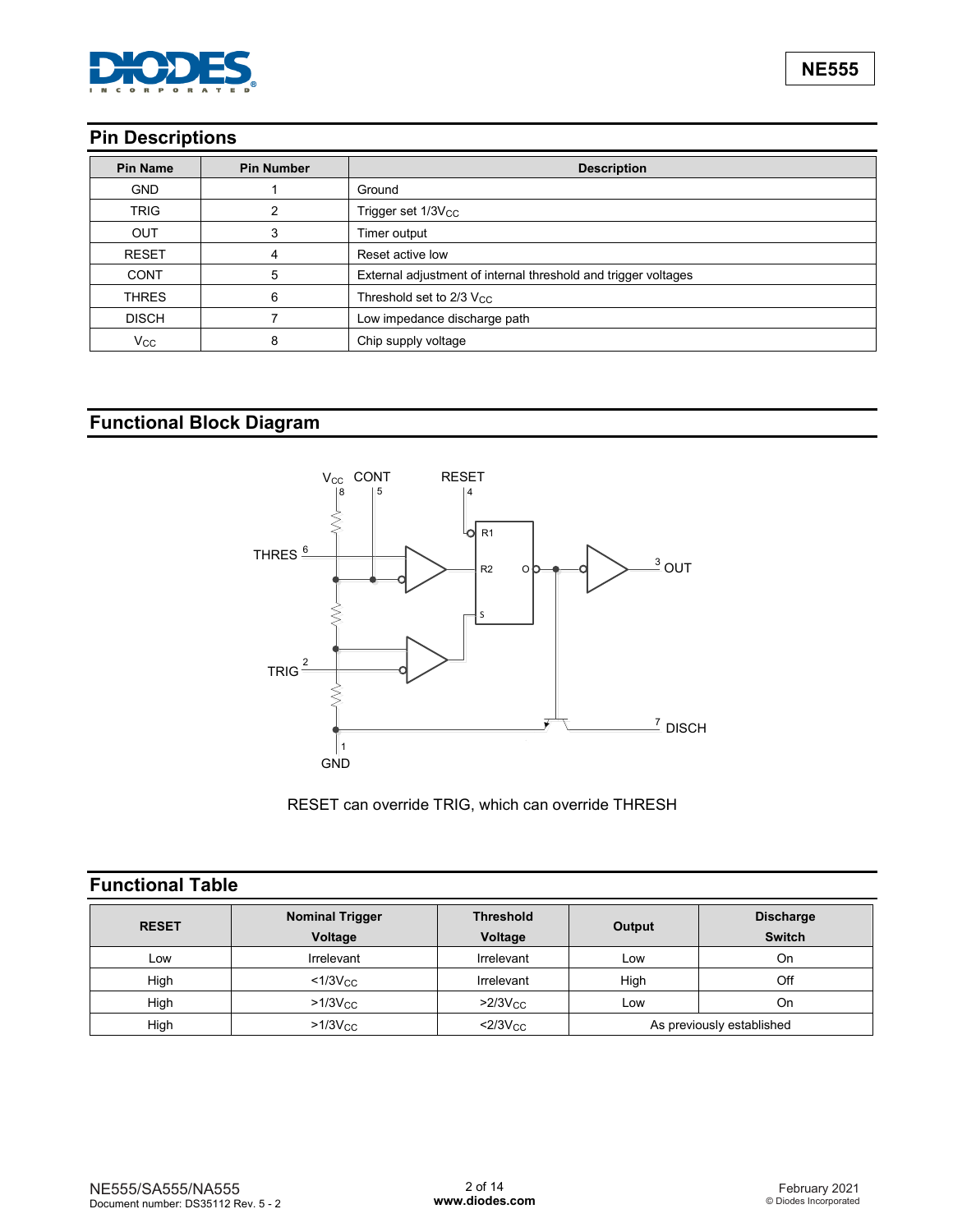## Pin Descriptions

| Pin Name | Pin Number | Description |
|---|---|---|
| GND | 1 | Ground |
| TRIG | 2 | Trigger set $1/3V_{CC}$ |
| OUT | 3 | Timer output |
| RESET | 4 | Reset active low |
| CONT | 5 | External adjustment of internal threshold and trigger voltages |
| THRES | 6 | Threshold set to $2/3\ V_{CC}$ |
| DISCH | 7 | Low impedance discharge path |
| $V_{CC}$ | 8 | Chip supply voltage |

## Functional Block Diagram

RESET can override TRIG, which can override THRESH

## Functional Table

| RESET | Nominal Trigger Voltage | Threshold Voltage | Output | Discharge Switch |
|---|---|---|---|---|
| Low | Irrelevant | Irrelevant | Low | On |
| High | $<1/3V_{CC}$ | Irrelevant | High | Off |
| High | $>1/3V_{CC}$ | $>2/3V_{CC}$ | Low | On |
| High | $>1/3V_{CC}$ | $<2/3V_{CC}$ | As previously established | |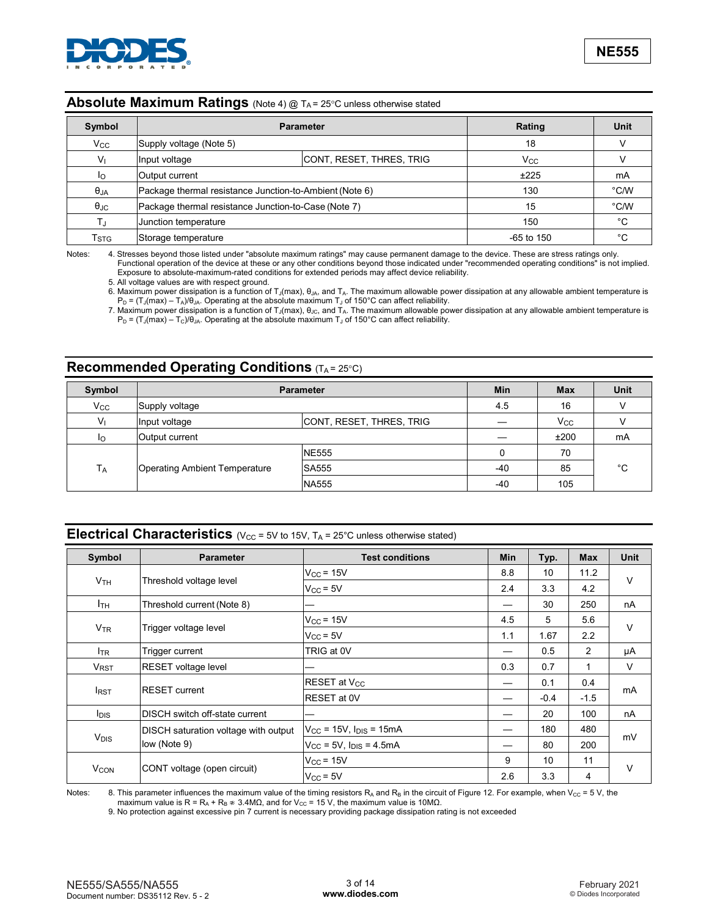## Absolute Maximum Ratings (Note 4) @ $T_A$ = 25°C unless otherwise stated

| Symbol | Parameter | | Rating | Unit |
|---|---|---|---|---|
| $V_{CC}$ | Supply voltage (Note 5) | | 18 | V |
| $V_I$ | Input voltage | CONT, RESET, THRES, TRIG | $V_{CC}$ | V |
| $I_O$ | Output current | | ±225 | mA |
| $\theta_{JA}$ | Package thermal resistance Junction-to-Ambient (Note 6) | | 130 | °C/W |
| $\theta_{JC}$ | Package thermal resistance Junction-to-Case (Note 7) | | 15 | °C/W |
| $T_J$ | Junction temperature | | 150 | °C |
| $T_{STG}$ | Storage temperature | | -65 to 150 | °C |

Notes:
4. Stresses beyond those listed under "absolute maximum ratings" may cause permanent damage to the device. These are stress ratings only. Functional operation of the device at these or any other conditions beyond those indicated under "recommended operating conditions" is not implied. Exposure to absolute-maximum-rated conditions for extended periods may affect device reliability.
5. All voltage values are with respect ground.
6. Maximum power dissipation is a function of $T_J$(max), $\theta_{JA}$, and $T_A$. The maximum allowable power dissipation at any allowable ambient temperature is $P_D = (T_J(max) - T_A)/\theta_{JA}$. Operating at the absolute maximum $T_J$ of 150°C can affect reliability.
7. Maximum power dissipation is a function of $T_J$(max), $\theta_{JC}$, and $T_A$. The maximum allowable power dissipation at any allowable ambient temperature is $P_D = (T_J(max) - T_C)/\theta_{JA}$. Operating at the absolute maximum $T_J$ of 150°C can affect reliability.

## Recommended Operating Conditions ($T_A$ = 25°C)

| Symbol | Parameter | | Min | Max | Unit |
|---|---|---|---|---|---|
| $V_{CC}$ | Supply voltage | | 4.5 | 16 | V |
| $V_I$ | Input voltage | CONT, RESET, THRES, TRIG | — | $V_{CC}$ | V |
| $I_O$ | Output current | | — | ±200 | mA |
| $T_A$ | Operating Ambient Temperature | NE555 | 0 | 70 | °C |
| | | SA555 | -40 | 85 | |
| | | NA555 | -40 | 105 | |

## Electrical Characteristics ($V_{CC}$ = 5V to 15V, $T_A$ = 25°C unless otherwise stated)

| Symbol | Parameter | Test conditions | Min | Typ. | Max | Unit |
|---|---|---|---|---|---|---|
| $V_{TH}$ | Threshold voltage level | $V_{CC}$ = 15V | 8.8 | 10 | 11.2 | V |
| | | $V_{CC}$ = 5V | 2.4 | 3.3 | 4.2 | |
| $I_{TH}$ | Threshold current (Note 8) | — | — | 30 | 250 | nA |
| $V_{TR}$ | Trigger voltage level | $V_{CC}$ = 15V | 4.5 | 5 | 5.6 | V |
| | | $V_{CC}$ = 5V | 1.1 | 1.67 | 2.2 | |
| $I_{TR}$ | Trigger current | TRIG at 0V | — | 0.5 | 2 | μA |
| $V_{RST}$ | RESET voltage level | — | 0.3 | 0.7 | 1 | V |
| $I_{RST}$ | RESET current | RESET at $V_{CC}$ | — | 0.1 | 0.4 | mA |
| | | RESET at 0V | — | -0.4 | -1.5 | |
| $I_{DIS}$ | DISCH switch off-state current | — | — | 20 | 100 | nA |
| $V_{DIS}$ | DISCH saturation voltage with output low (Note 9) | $V_{CC}$ = 15V, $I_{DIS}$ = 15mA | — | 180 | 480 | mV |
| | | $V_{CC}$ = 5V, $I_{DIS}$ = 4.5mA | — | 80 | 200 | |
| $V_{CON}$ | CONT voltage (open circuit) | $V_{CC}$ = 15V | 9 | 10 | 11 | V |
| | | $V_{CC}$ = 5V | 2.6 | 3.3 | 4 | |

Notes:
8. This parameter influences the maximum value of the timing resistors $R_A$ and $R_B$ in the circuit of Figure 12. For example, when $V_{CC}$ = 5 V, the maximum value is $R = R_A + R_B \approx 3.4M\Omega$, and for $V_{CC}$ = 15 V, the maximum value is 10MΩ.
9. No protection against excessive pin 7 current is necessary providing package dissipation rating is not exceeded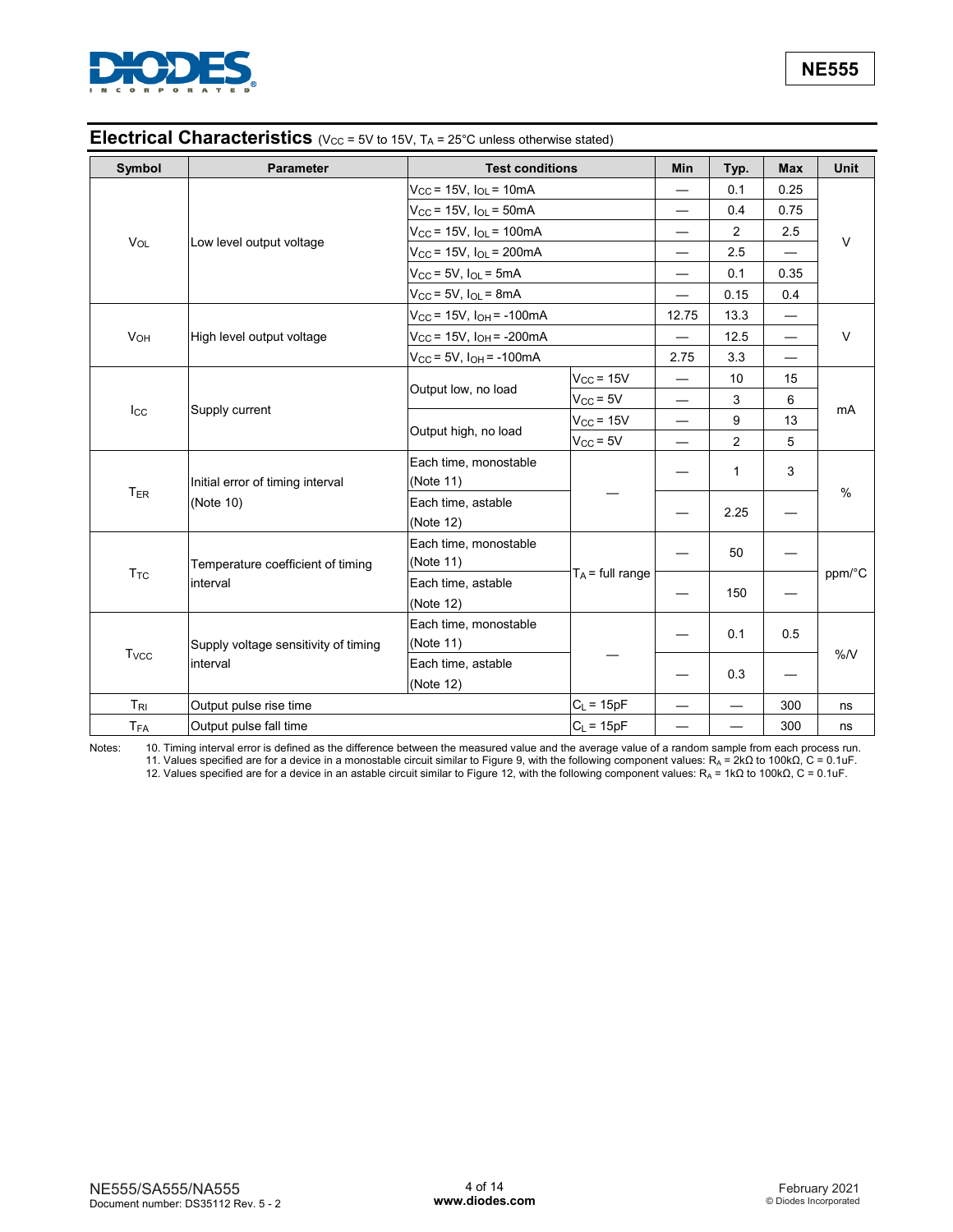## Electrical Characteristics ($V_{CC}$ = 5V to 15V, $T_A$ = 25°C unless otherwise stated)

| Symbol | Parameter | Test conditions | | Min | Typ. | Max | Unit |
|---|---|---|---|---|---|---|---|
| $V_{OL}$ | Low level output voltage | $V_{CC}$ = 15V, $I_{OL}$ = 10mA | | — | 0.1 | 0.25 | V |
| | | $V_{CC}$ = 15V, $I_{OL}$ = 50mA | | — | 0.4 | 0.75 | |
| | | $V_{CC}$ = 15V, $I_{OL}$ = 100mA | | — | 2 | 2.5 | |
| | | $V_{CC}$ = 15V, $I_{OL}$ = 200mA | | — | 2.5 | — | |
| | | $V_{CC}$ = 5V, $I_{OL}$ = 5mA | | — | 0.1 | 0.35 | |
| | | $V_{CC}$ = 5V, $I_{OL}$ = 8mA | | — | 0.15 | 0.4 | |
| $V_{OH}$ | High level output voltage | $V_{CC}$ = 15V, $I_{OH}$ = -100mA | | 12.75 | 13.3 | — | V |
| | | $V_{CC}$ = 15V, $I_{OH}$ = -200mA | | — | 12.5 | — | |
| | | $V_{CC}$ = 5V, $I_{OH}$ = -100mA | | 2.75 | 3.3 | — | |
| $I_{CC}$ | Supply current | Output low, no load | $V_{CC}$ = 15V | — | 10 | 15 | mA |
| | | | $V_{CC}$ = 5V | — | 3 | 6 | |
| | | Output high, no load | $V_{CC}$ = 15V | — | 9 | 13 | |
| | | | $V_{CC}$ = 5V | — | 2 | 5 | |
| $T_{ER}$ | Initial error of timing interval (Note 10) | Each time, monostable (Note 11) | — | — | 1 | 3 | % |
| | | Each time, astable (Note 12) | | — | 2.25 | — | |
| $T_{TC}$ | Temperature coefficient of timing interval | Each time, monostable (Note 11) | $T_A$ = full range | — | 50 | — | ppm/°C |
| | | Each time, astable (Note 12) | | — | 150 | — | |
| $T_{VCC}$ | Supply voltage sensitivity of timing interval | Each time, monostable (Note 11) | — | — | 0.1 | 0.5 | %/V |
| | | Each time, astable (Note 12) | | — | 0.3 | — | |
| $T_{RI}$ | Output pulse rise time | | $C_L$ = 15pF | — | — | 300 | ns |
| $T_{FA}$ | Output pulse fall time | | $C_L$ = 15pF | — | — | 300 | ns |

Notes:
10. Timing interval error is defined as the difference between the measured value and the average value of a random sample from each process run.
11. Values specified are for a device in a monostable circuit similar to Figure 9, with the following component values: $R_A$ = 2kΩ to 100kΩ, C = 0.1uF.
12. Values specified are for a device in an astable circuit similar to Figure 12, with the following component values: $R_A$ = 1kΩ to 100kΩ, C = 0.1uF.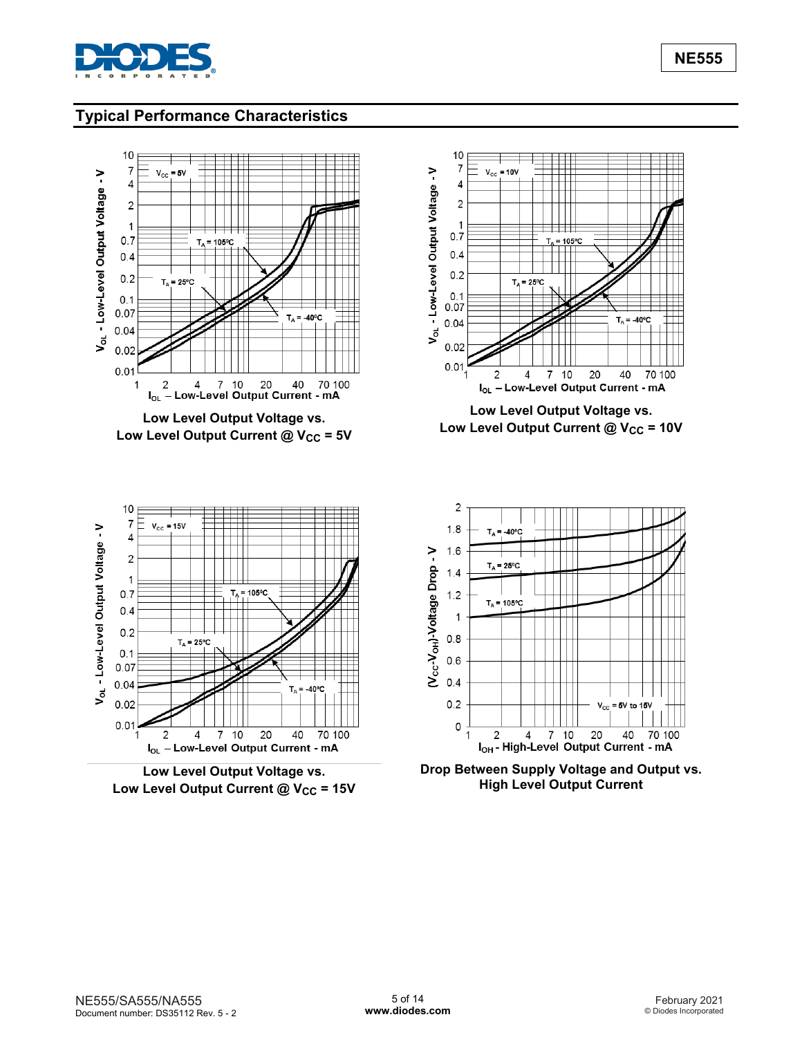## Typical Performance Characteristics

**Low Level Output Voltage vs. Low Level Output Current @ $V_{CC}$ = 5V**

**Low Level Output Voltage vs. Low Level Output Current @ $V_{CC}$ = 10V**

**Low Level Output Voltage vs. Low Level Output Current @ $V_{CC}$ = 15V**

**Drop Between Supply Voltage and Output vs. High Level Output Current**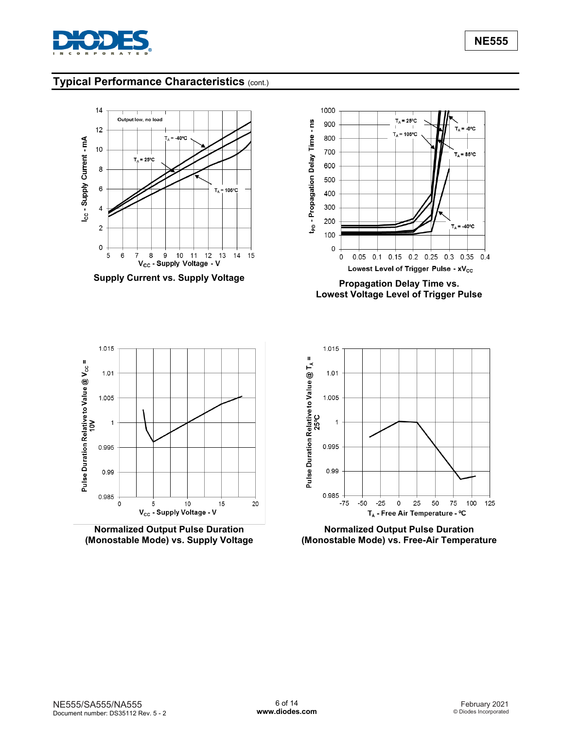## Typical Performance Characteristics (cont.)

Supply Current vs. Supply Voltage

Propagation Delay Time vs. Lowest Voltage Level of Trigger Pulse

Normalized Output Pulse Duration (Monostable Mode) vs. Supply Voltage

Normalized Output Pulse Duration (Monostable Mode) vs. Free-Air Temperature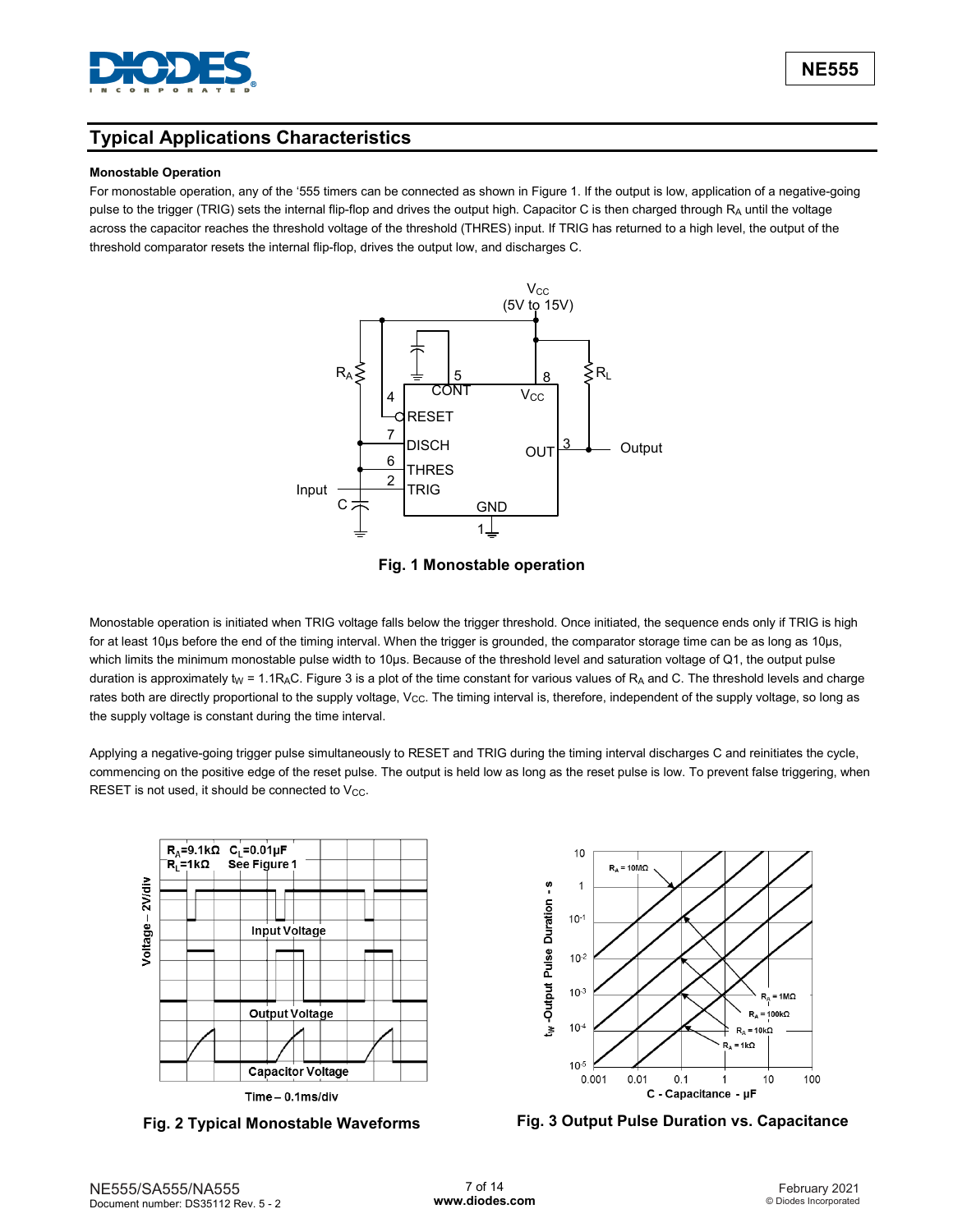## Typical Applications Characteristics

**Monostable Operation**

For monostable operation, any of the '555 timers can be connected as shown in Figure 1. If the output is low, application of a negative-going pulse to the trigger (TRIG) sets the internal flip-flop and drives the output high. Capacitor C is then charged through $R_A$ until the voltage across the capacitor reaches the threshold voltage of the threshold (THRES) input. If TRIG has returned to a high level, the output of the threshold comparator resets the internal flip-flop, drives the output low, and discharges C.

**Fig. 1 Monostable operation**

Monostable operation is initiated when TRIG voltage falls below the trigger threshold. Once initiated, the sequence ends only if TRIG is high for at least 10µs before the end of the timing interval. When the trigger is grounded, the comparator storage time can be as long as 10µs, which limits the minimum monostable pulse width to 10µs. Because of the threshold level and saturation voltage of Q1, the output pulse duration is approximately $t_W = 1.1R_AC$. Figure 3 is a plot of the time constant for various values of $R_A$ and C. The threshold levels and charge rates both are directly proportional to the supply voltage, $V_{CC}$. The timing interval is, therefore, independent of the supply voltage, so long as the supply voltage is constant during the time interval.

Applying a negative-going trigger pulse simultaneously to RESET and TRIG during the timing interval discharges C and reinitiates the cycle, commencing on the positive edge of the reset pulse. The output is held low as long as the reset pulse is low. To prevent false triggering, when RESET is not used, it should be connected to $V_{CC}$.

**Fig. 2 Typical Monostable Waveforms**

**Fig. 3 Output Pulse Duration vs. Capacitance**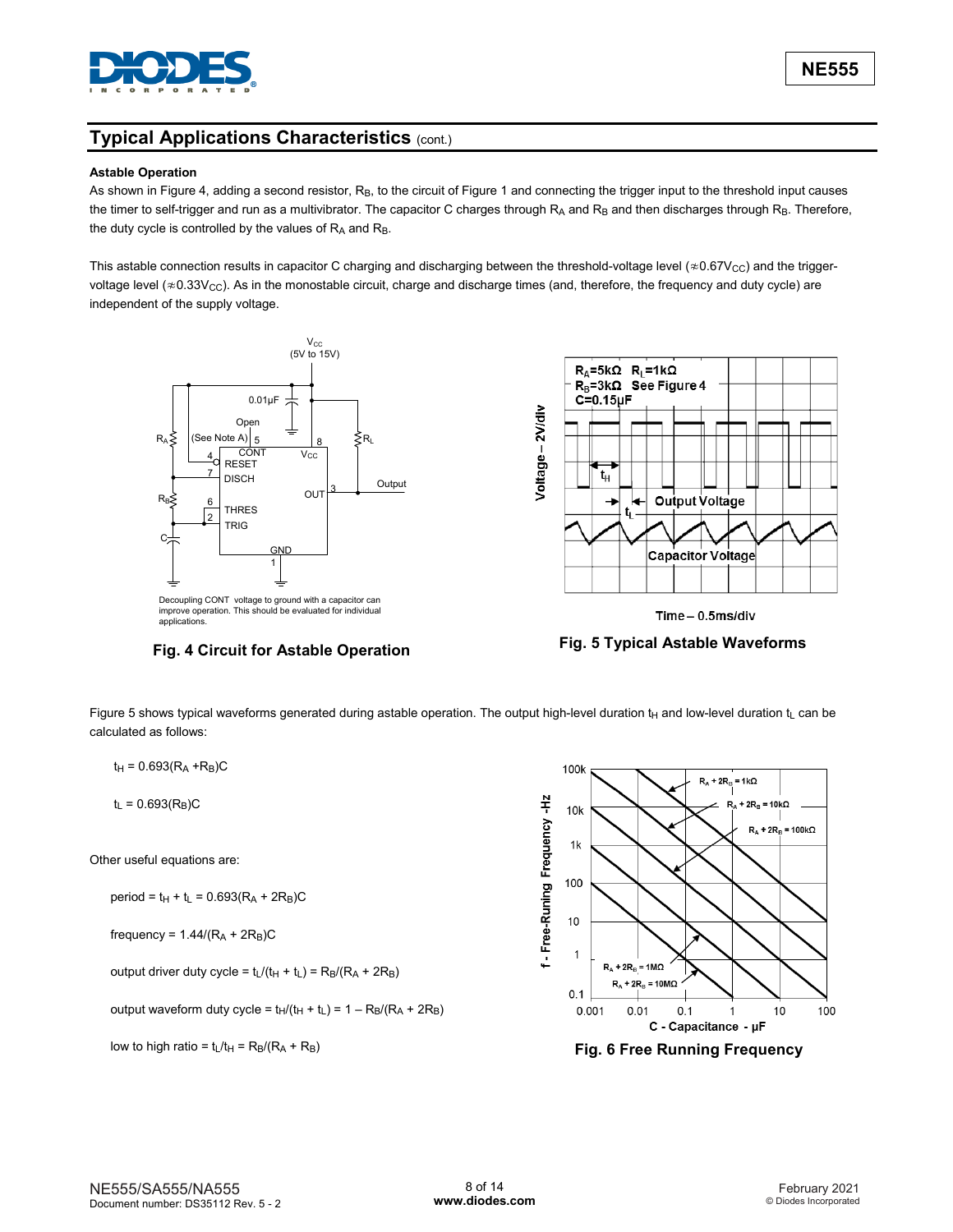## Typical Applications Characteristics (cont.)

**Astable Operation**

As shown in Figure 4, adding a second resistor, $R_B$, to the circuit of Figure 1 and connecting the trigger input to the threshold input causes the timer to self-trigger and run as a multivibrator. The capacitor C charges through $R_A$ and $R_B$ and then discharges through $R_B$. Therefore, the duty cycle is controlled by the values of $R_A$ and $R_B$.

This astable connection results in capacitor C charging and discharging between the threshold-voltage level ($\approx 0.67V_{CC}$) and the trigger-voltage level ($\approx 0.33V_{CC}$). As in the monostable circuit, charge and discharge times (and, therefore, the frequency and duty cycle) are independent of the supply voltage.

Decoupling CONT voltage to ground with a capacitor can improve operation. This should be evaluated for individual applications.

**Fig. 4 Circuit for Astable Operation**

**Fig. 5 Typical Astable Waveforms**

Figure 5 shows typical waveforms generated during astable operation. The output high-level duration $t_H$ and low-level duration $t_L$ can be calculated as follows:

$t_H = 0.693(R_A + R_B)C$

$t_L = 0.693(R_B)C$

Other useful equations are:

period $= t_H + t_L = 0.693(R_A + 2R_B)C$

frequency $= 1.44/(R_A + 2R_B)C$

output driver duty cycle $= t_L/(t_H + t_L) = R_B/(R_A + 2R_B)$

output waveform duty cycle $= t_H/(t_H + t_L) = 1 - R_B/(R_A + 2R_B)$

low to high ratio $= t_L/t_H = R_B/(R_A + R_B)$

**Fig. 6 Free Running Frequency**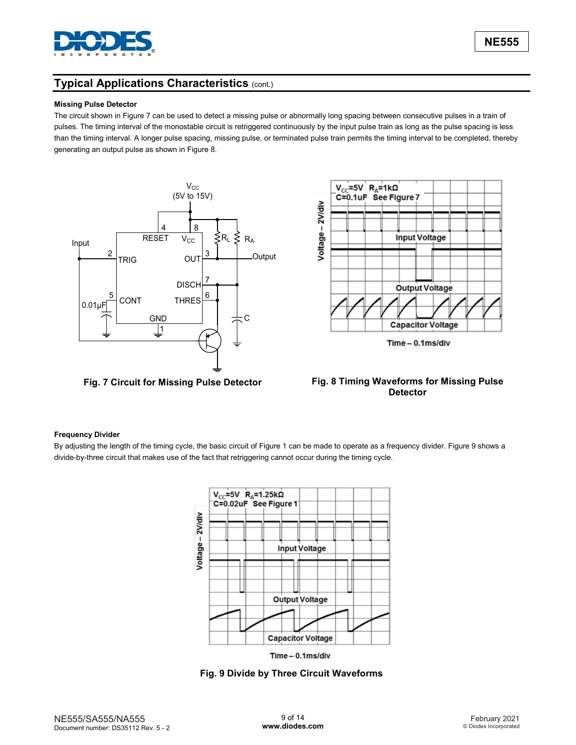## Typical Applications Characteristics (cont.)

**Missing Pulse Detector**

The circuit shown in Figure 7 can be used to detect a missing pulse or abnormally long spacing between consecutive pulses in a train of pulses. The timing interval of the monostable circuit is retriggered continuously by the input pulse train as long as the pulse spacing is less than the timing interval. A longer pulse spacing, missing pulse, or terminated pulse train permits the timing interval to be completed, thereby generating an output pulse as shown in Figure 8.

**Fig. 7 Circuit for Missing Pulse Detector**

**Fig. 8 Timing Waveforms for Missing Pulse Detector**

**Frequency Divider**

By adjusting the length of the timing cycle, the basic circuit of Figure 1 can be made to operate as a frequency divider. Figure 9 shows a divide-by-three circuit that makes use of the fact that retriggering cannot occur during the timing cycle.

**Fig. 9 Divide by Three Circuit Waveforms**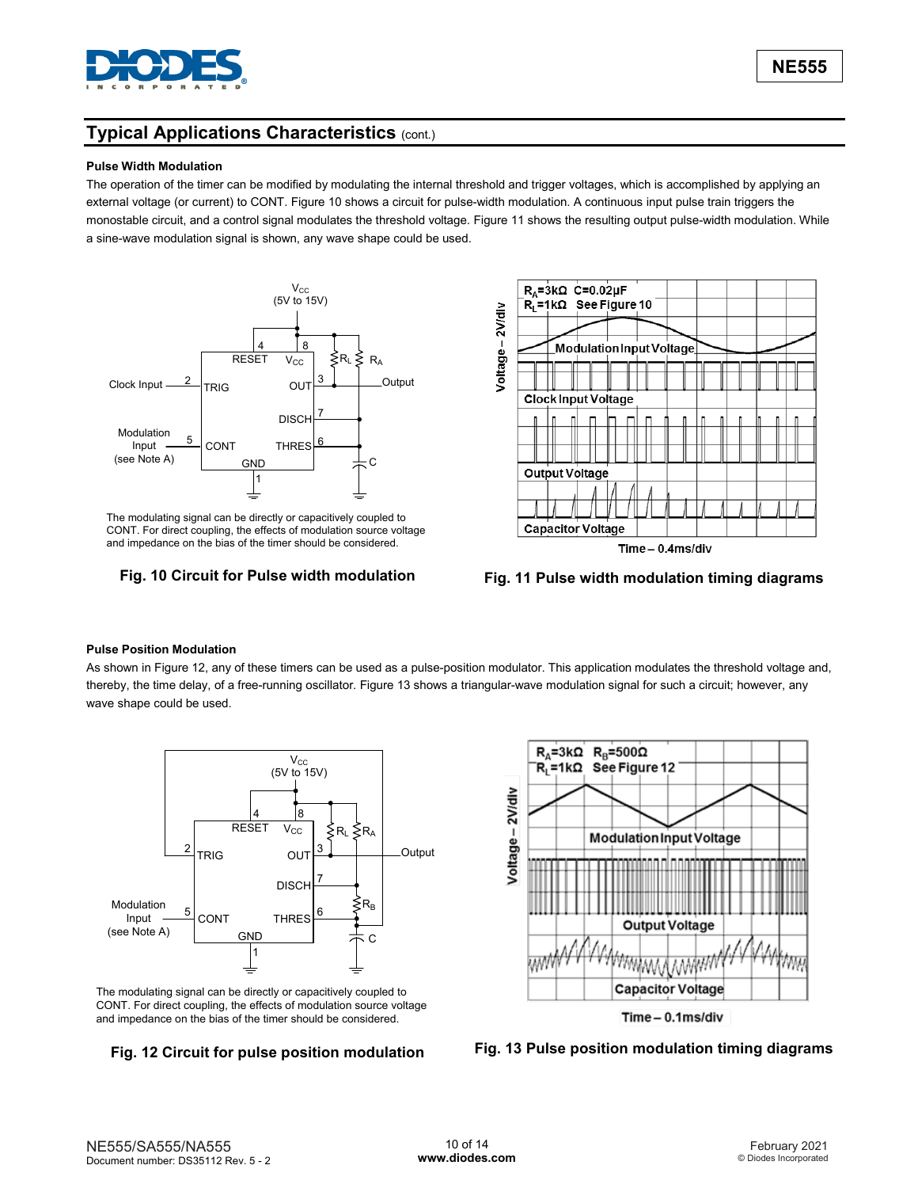## Typical Applications Characteristics (cont.)

### Pulse Width Modulation

The operation of the timer can be modified by modulating the internal threshold and trigger voltages, which is accomplished by applying an external voltage (or current) to CONT. Figure 10 shows a circuit for pulse-width modulation. A continuous input pulse train triggers the monostable circuit, and a control signal modulates the threshold voltage. Figure 11 shows the resulting output pulse-width modulation. While a sine-wave modulation signal is shown, any wave shape could be used.

The modulating signal can be directly or capacitively coupled to CONT. For direct coupling, the effects of modulation source voltage and impedance on the bias of the timer should be considered.

**Fig. 10 Circuit for Pulse width modulation**

**Fig. 11 Pulse width modulation timing diagrams**

### Pulse Position Modulation

As shown in Figure 12, any of these timers can be used as a pulse-position modulator. This application modulates the threshold voltage and, thereby, the time delay, of a free-running oscillator. Figure 13 shows a triangular-wave modulation signal for such a circuit; however, any wave shape could be used.

The modulating signal can be directly or capacitively coupled to CONT. For direct coupling, the effects of modulation source voltage and impedance on the bias of the timer should be considered.

**Fig. 12 Circuit for pulse position modulation**

**Fig. 13 Pulse position modulation timing diagrams**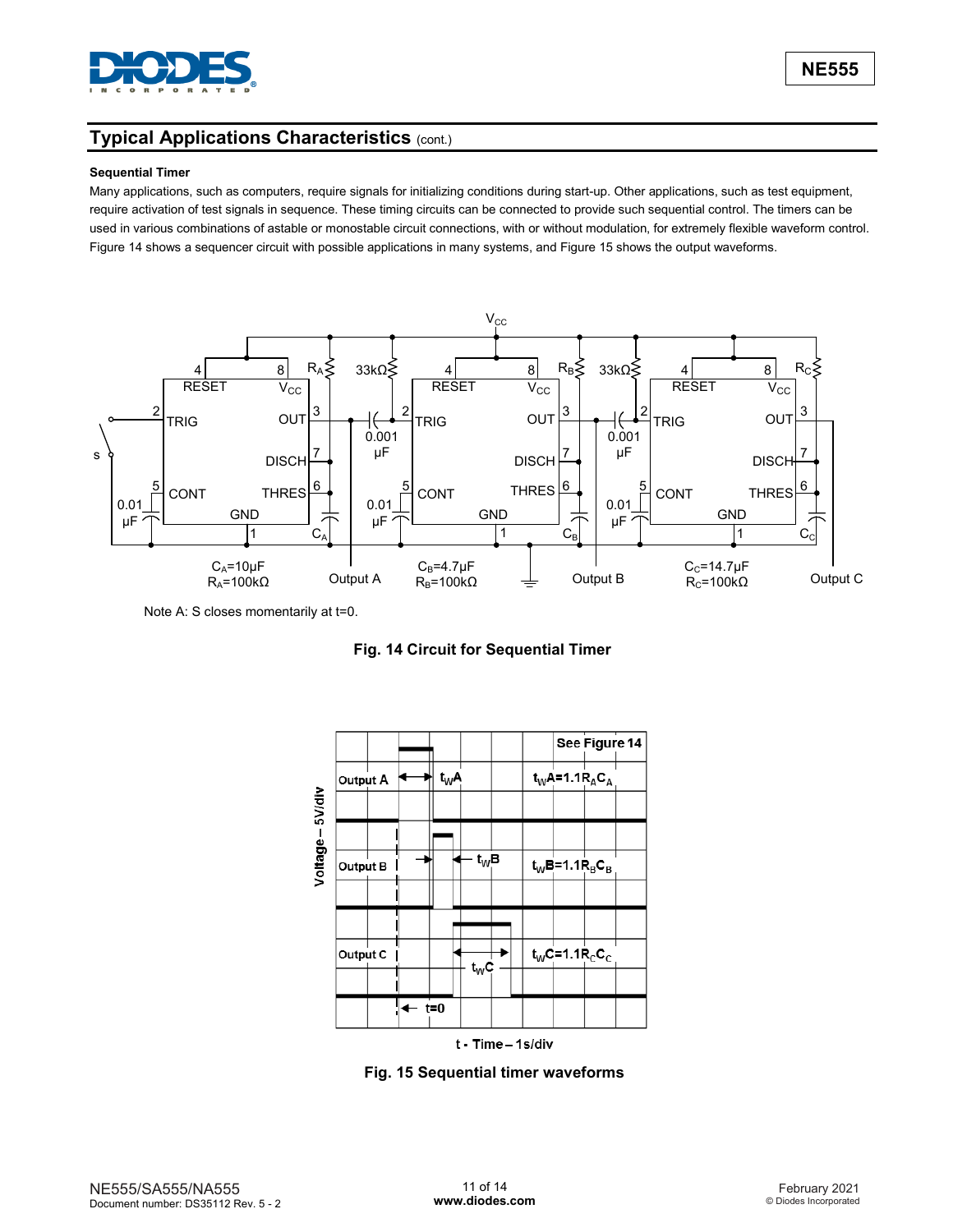## Typical Applications Characteristics (cont.)

**Sequential Timer**

Many applications, such as computers, require signals for initializing conditions during start-up. Other applications, such as test equipment, require activation of test signals in sequence. These timing circuits can be connected to provide such sequential control. The timers can be used in various combinations of astable or monostable circuit connections, with or without modulation, for extremely flexible waveform control. Figure 14 shows a sequencer circuit with possible applications in many systems, and Figure 15 shows the output waveforms.

$C_A$=10µF
$R_A$=100kΩ

$C_B$=4.7µF
$R_B$=100kΩ

$C_C$=14.7µF
$R_C$=100kΩ

Note A: S closes momentarily at t=0.

**Fig. 14 Circuit for Sequential Timer**

$t_W A = 1.1 R_A C_A$

$t_W B = 1.1 R_B C_B$

$t_W C = 1.1 R_C C_C$

**Fig. 15 Sequential timer waveforms**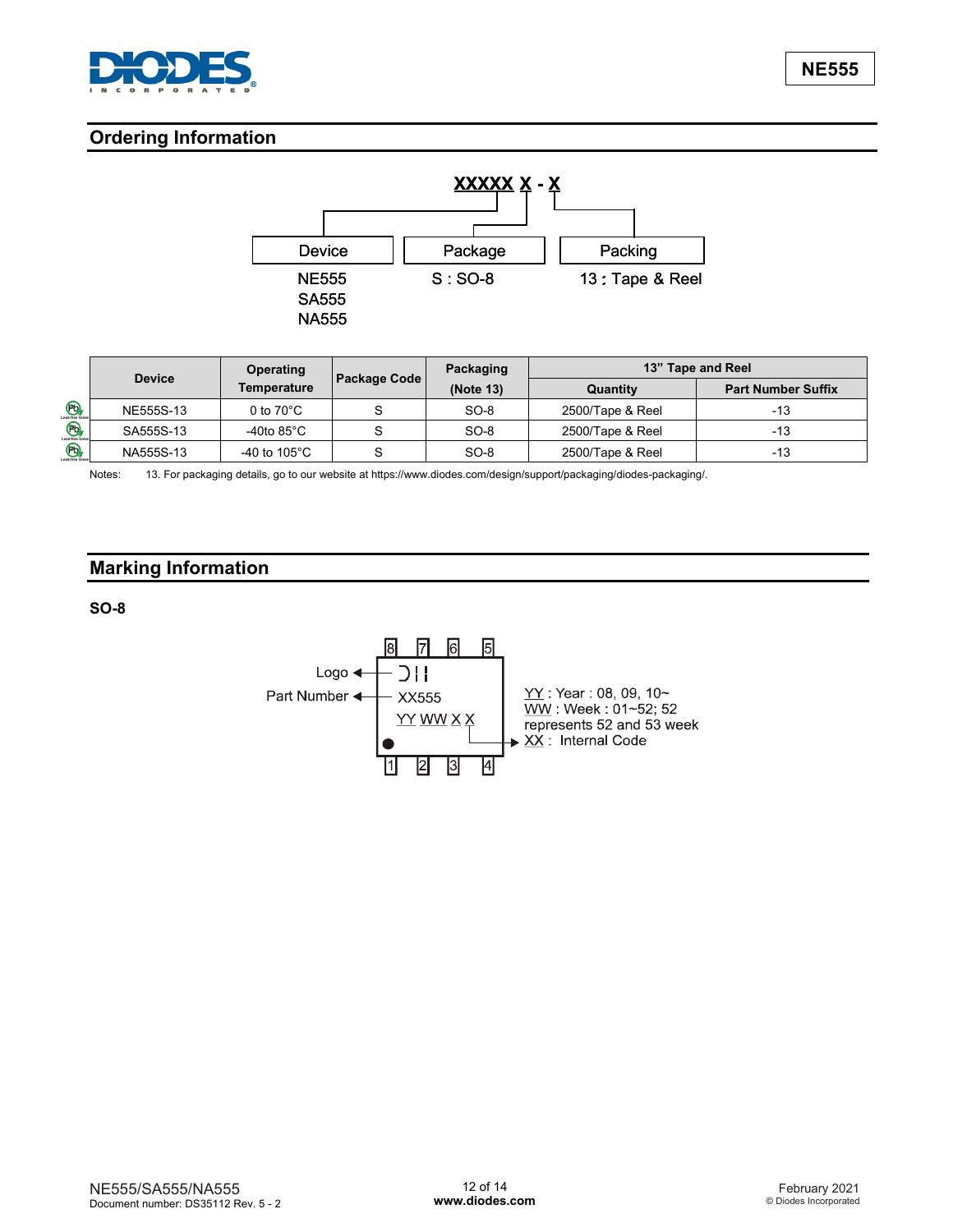## Ordering Information

**XXXXX X - X**

| Device | Package | Packing |
|---|---|---|
| NE555 | S : SO-8 | 13 : Tape & Reel |
| SA555 | | |
| NA555 | | |

| Device | Operating Temperature | Package Code | Packaging (Note 13) | 13" Tape and Reel | |
|---|---|---|---|---|---|
| | | | | Quantity | Part Number Suffix |
| NE555S-13 | 0 to 70°C | S | SO-8 | 2500/Tape & Reel | -13 |
| SA555S-13 | -40to 85°C | S | SO-8 | 2500/Tape & Reel | -13 |
| NA555S-13 | -40 to 105°C | S | SO-8 | 2500/Tape & Reel | -13 |

Notes: 13. For packaging details, go to our website at https://www.diodes.com/design/support/packaging/diodes-packaging/.

## Marking Information

**SO-8**

Pins: 8, 7, 6, 5 (top); 1, 2, 3, 4 (bottom)

Logo

Part Number: XX555

YY WW X X

YY : Year : 08, 09, 10~
WW : Week : 01~52; 52 represents 52 and 53 week
XX : Internal Code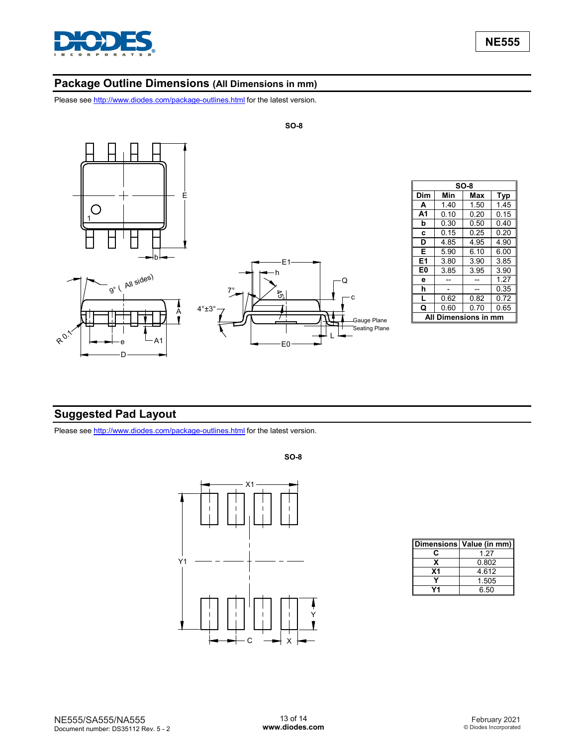## Package Outline Dimensions (All Dimensions in mm)

Please see http://www.diodes.com/package-outlines.html for the latest version.

**SO-8**

| Dim | Min | Max | Typ |
|---|---|---|---|
| **A** | 1.40 | 1.50 | 1.45 |
| **A1** | 0.10 | 0.20 | 0.15 |
| **b** | 0.30 | 0.50 | 0.40 |
| **c** | 0.15 | 0.25 | 0.20 |
| **D** | 4.85 | 4.95 | 4.90 |
| **E** | 5.90 | 6.10 | 6.00 |
| **E1** | 3.80 | 3.90 | 3.85 |
| **E0** | 3.85 | 3.95 | 3.90 |
| **e** | -- | -- | 1.27 |
| **h** | - | -- | 0.35 |
| **L** | 0.62 | 0.82 | 0.72 |
| **Q** | 0.60 | 0.70 | 0.65 |
| **All Dimensions in mm** | | | |

## Suggested Pad Layout

Please see http://www.diodes.com/package-outlines.html for the latest version.

**SO-8**

| Dimensions | Value (in mm) |
|---|---|
| **C** | 1.27 |
| **X** | 0.802 |
| **X1** | 4.612 |
| **Y** | 1.505 |
| **Y1** | 6.50 |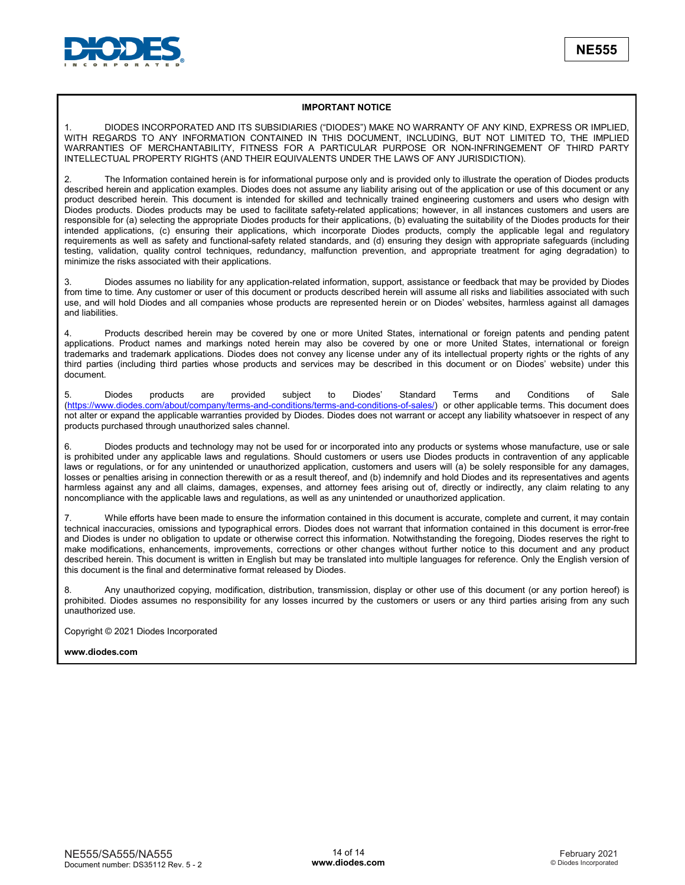## IMPORTANT NOTICE

1. DIODES INCORPORATED AND ITS SUBSIDIARIES ("DIODES") MAKE NO WARRANTY OF ANY KIND, EXPRESS OR IMPLIED, WITH REGARDS TO ANY INFORMATION CONTAINED IN THIS DOCUMENT, INCLUDING, BUT NOT LIMITED TO, THE IMPLIED WARRANTIES OF MERCHANTABILITY, FITNESS FOR A PARTICULAR PURPOSE OR NON-INFRINGEMENT OF THIRD PARTY INTELLECTUAL PROPERTY RIGHTS (AND THEIR EQUIVALENTS UNDER THE LAWS OF ANY JURISDICTION).

2. The Information contained herein is for informational purpose only and is provided only to illustrate the operation of Diodes products described herein and application examples. Diodes does not assume any liability arising out of the application or use of this document or any product described herein. This document is intended for skilled and technically trained engineering customers and users who design with Diodes products. Diodes products may be used to facilitate safety-related applications; however, in all instances customers and users are responsible for (a) selecting the appropriate Diodes products for their applications, (b) evaluating the suitability of the Diodes products for their intended applications, (c) ensuring their applications, which incorporate Diodes products, comply the applicable legal and regulatory requirements as well as safety and functional-safety related standards, and (d) ensuring they design with appropriate safeguards (including testing, validation, quality control techniques, redundancy, malfunction prevention, and appropriate treatment for aging degradation) to minimize the risks associated with their applications.

3. Diodes assumes no liability for any application-related information, support, assistance or feedback that may be provided by Diodes from time to time. Any customer or user of this document or products described herein will assume all risks and liabilities associated with such use, and will hold Diodes and all companies whose products are represented herein or on Diodes' websites, harmless against all damages and liabilities.

4. Products described herein may be covered by one or more United States, international or foreign patents and pending patent applications. Product names and markings noted herein may also be covered by one or more United States, international or foreign trademarks and trademark applications. Diodes does not convey any license under any of its intellectual property rights or the rights of any third parties (including third parties whose products and services may be described in this document or on Diodes' website) under this document.

5. Diodes products are provided subject to Diodes' Standard Terms and Conditions of Sale (https://www.diodes.com/about/company/terms-and-conditions/terms-and-conditions-of-sales/) or other applicable terms. This document does not alter or expand the applicable warranties provided by Diodes. Diodes does not warrant or accept any liability whatsoever in respect of any products purchased through unauthorized sales channel.

6. Diodes products and technology may not be used for or incorporated into any products or systems whose manufacture, use or sale is prohibited under any applicable laws and regulations. Should customers or users use Diodes products in contravention of any applicable laws or regulations, or for any unintended or unauthorized application, customers and users will (a) be solely responsible for any damages, losses or penalties arising in connection therewith or as a result thereof, and (b) indemnify and hold Diodes and its representatives and agents harmless against any and all claims, damages, expenses, and attorney fees arising out of, directly or indirectly, any claim relating to any noncompliance with the applicable laws and regulations, as well as any unintended or unauthorized application.

7. While efforts have been made to ensure the information contained in this document is accurate, complete and current, it may contain technical inaccuracies, omissions and typographical errors. Diodes does not warrant that information contained in this document is error-free and Diodes is under no obligation to update or otherwise correct this information. Notwithstanding the foregoing, Diodes reserves the right to make modifications, enhancements, improvements, corrections or other changes without further notice to this document and any product described herein. This document is written in English but may be translated into multiple languages for reference. Only the English version of this document is the final and determinative format released by Diodes.

8. Any unauthorized copying, modification, distribution, transmission, display or other use of this document (or any portion hereof) is prohibited. Diodes assumes no responsibility for any losses incurred by the customers or users or any third parties arising from any such unauthorized use.

Copyright © 2021 Diodes Incorporated

**www.diodes.com**